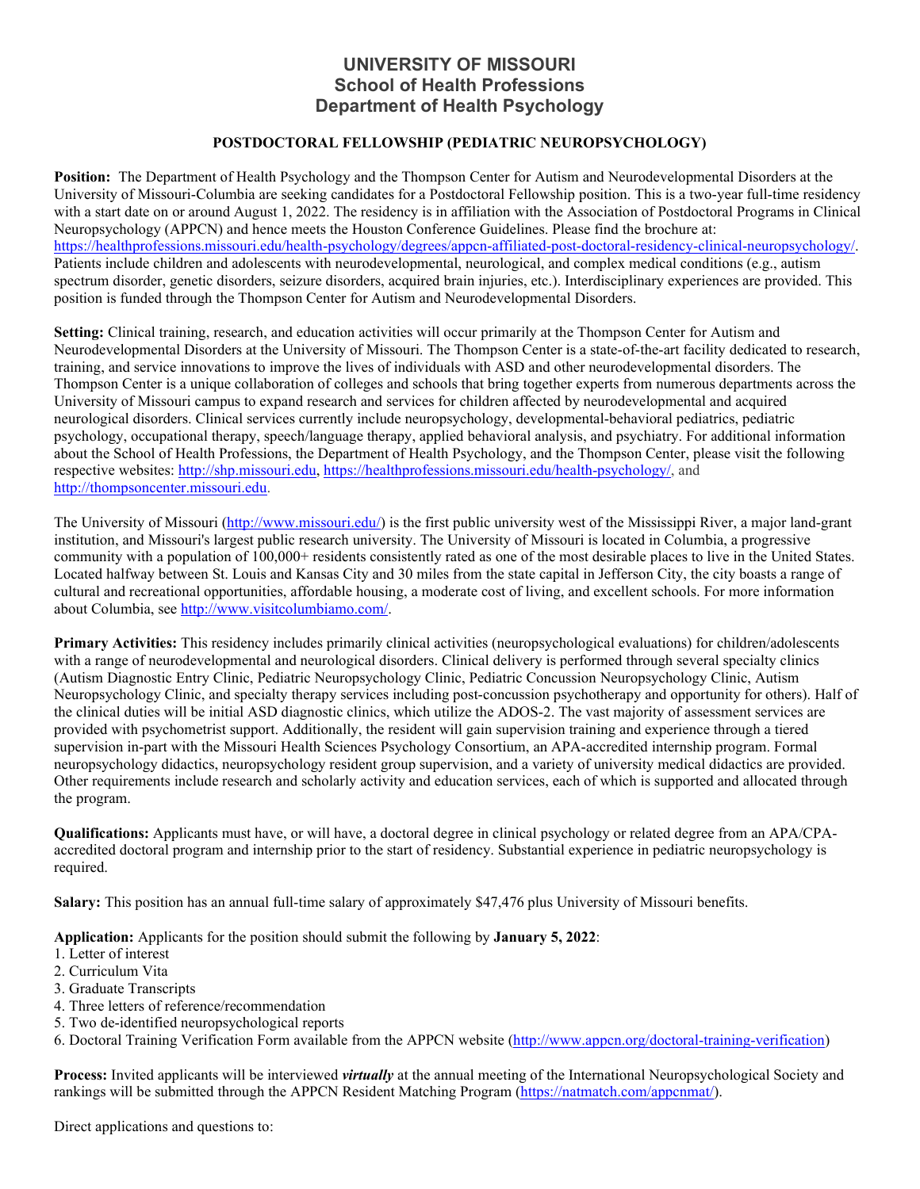# UNIVERSITY OF MISSOURI
## School of Health Professions
## Department of Health Psychology

### POSTDOCTORAL FELLOWSHIP (PEDIATRIC NEUROPSYCHOLOGY)

**Position:** The Department of Health Psychology and the Thompson Center for Autism and Neurodevelopmental Disorders at the University of Missouri-Columbia are seeking candidates for a Postdoctoral Fellowship position. This is a two-year full-time residency with a start date on or around August 1, 2022. The residency is in affiliation with the Association of Postdoctoral Programs in Clinical Neuropsychology (APPCN) and hence meets the Houston Conference Guidelines. Please find the brochure at: https://healthprofessions.missouri.edu/health-psychology/degrees/appcn-affiliated-post-doctoral-residency-clinical-neuropsychology/. Patients include children and adolescents with neurodevelopmental, neurological, and complex medical conditions (e.g., autism spectrum disorder, genetic disorders, seizure disorders, acquired brain injuries, etc.). Interdisciplinary experiences are provided. This position is funded through the Thompson Center for Autism and Neurodevelopmental Disorders.

**Setting:** Clinical training, research, and education activities will occur primarily at the Thompson Center for Autism and Neurodevelopmental Disorders at the University of Missouri. The Thompson Center is a state-of-the-art facility dedicated to research, training, and service innovations to improve the lives of individuals with ASD and other neurodevelopmental disorders. The Thompson Center is a unique collaboration of colleges and schools that bring together experts from numerous departments across the University of Missouri campus to expand research and services for children affected by neurodevelopmental and acquired neurological disorders. Clinical services currently include neuropsychology, developmental-behavioral pediatrics, pediatric psychology, occupational therapy, speech/language therapy, applied behavioral analysis, and psychiatry. For additional information about the School of Health Professions, the Department of Health Psychology, and the Thompson Center, please visit the following respective websites: http://shp.missouri.edu, https://healthprofessions.missouri.edu/health-psychology/, and http://thompsoncenter.missouri.edu.

The University of Missouri (http://www.missouri.edu/) is the first public university west of the Mississippi River, a major land-grant institution, and Missouri's largest public research university. The University of Missouri is located in Columbia, a progressive community with a population of 100,000+ residents consistently rated as one of the most desirable places to live in the United States. Located halfway between St. Louis and Kansas City and 30 miles from the state capital in Jefferson City, the city boasts a range of cultural and recreational opportunities, affordable housing, a moderate cost of living, and excellent schools. For more information about Columbia, see http://www.visitcolumbiamo.com/.

**Primary Activities:** This residency includes primarily clinical activities (neuropsychological evaluations) for children/adolescents with a range of neurodevelopmental and neurological disorders. Clinical delivery is performed through several specialty clinics (Autism Diagnostic Entry Clinic, Pediatric Neuropsychology Clinic, Pediatric Concussion Neuropsychology Clinic, Autism Neuropsychology Clinic, and specialty therapy services including post-concussion psychotherapy and opportunity for others). Half of the clinical duties will be initial ASD diagnostic clinics, which utilize the ADOS-2. The vast majority of assessment services are provided with psychometrist support. Additionally, the resident will gain supervision training and experience through a tiered supervision in-part with the Missouri Health Sciences Psychology Consortium, an APA-accredited internship program. Formal neuropsychology didactics, neuropsychology resident group supervision, and a variety of university medical didactics are provided. Other requirements include research and scholarly activity and education services, each of which is supported and allocated through the program.

**Qualifications:** Applicants must have, or will have, a doctoral degree in clinical psychology or related degree from an APA/CPA-accredited doctoral program and internship prior to the start of residency. Substantial experience in pediatric neuropsychology is required.

**Salary:** This position has an annual full-time salary of approximately $47,476 plus University of Missouri benefits.

**Application:** Applicants for the position should submit the following by **January 5, 2022**:

1. Letter of interest
2. Curriculum Vita
3. Graduate Transcripts
4. Three letters of reference/recommendation
5. Two de-identified neuropsychological reports
6. Doctoral Training Verification Form available from the APPCN website (http://www.appcn.org/doctoral-training-verification)

**Process:** Invited applicants will be interviewed ***virtually*** at the annual meeting of the International Neuropsychological Society and rankings will be submitted through the APPCN Resident Matching Program (https://natmatch.com/appcnmat/).

Direct applications and questions to: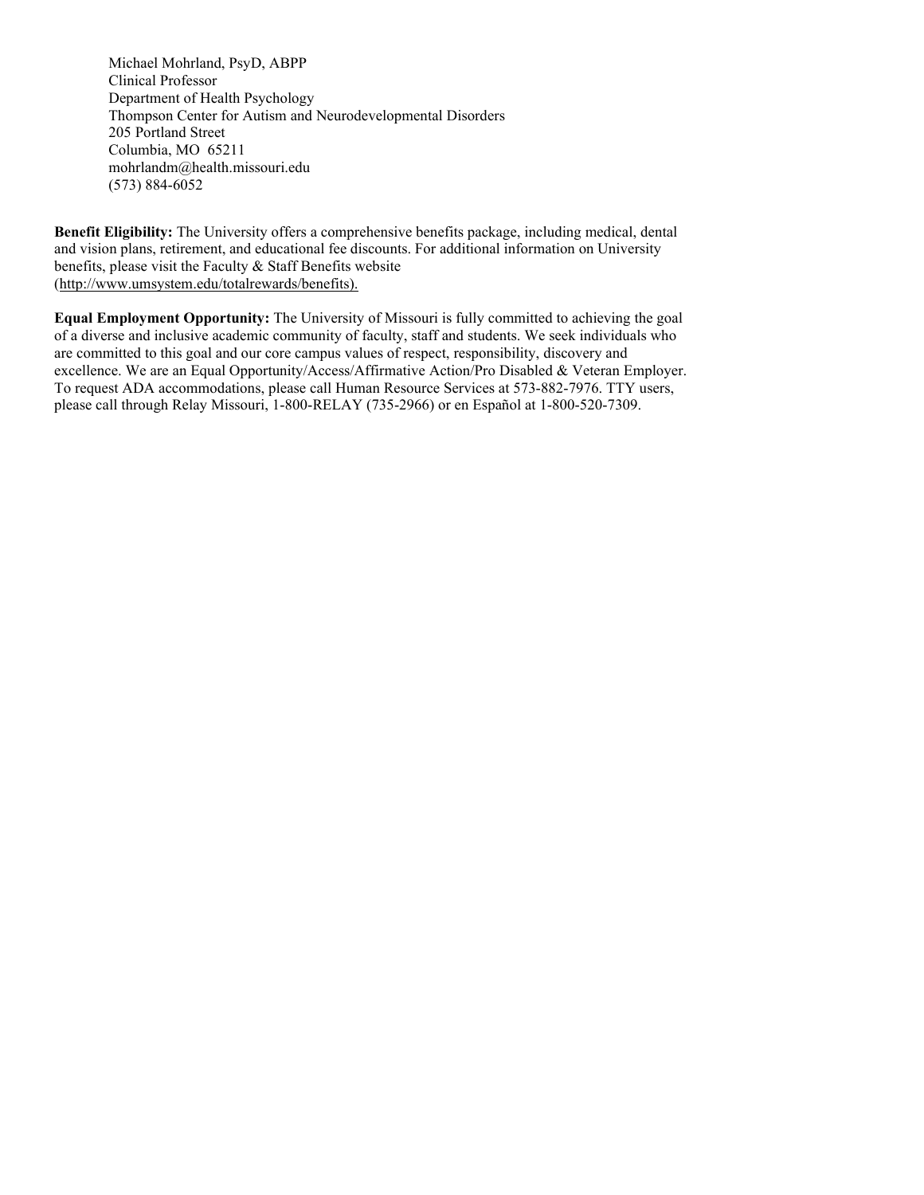Michael Mohrland, PsyD, ABPP
Clinical Professor
Department of Health Psychology
Thompson Center for Autism and Neurodevelopmental Disorders
205 Portland Street
Columbia, MO 65211
mohrlandm@health.missouri.edu
(573) 884-6052

**Benefit Eligibility:** The University offers a comprehensive benefits package, including medical, dental and vision plans, retirement, and educational fee discounts. For additional information on University benefits, please visit the Faculty & Staff Benefits website (http://www.umsystem.edu/totalrewards/benefits).

**Equal Employment Opportunity:** The University of Missouri is fully committed to achieving the goal of a diverse and inclusive academic community of faculty, staff and students. We seek individuals who are committed to this goal and our core campus values of respect, responsibility, discovery and excellence. We are an Equal Opportunity/Access/Affirmative Action/Pro Disabled & Veteran Employer. To request ADA accommodations, please call Human Resource Services at 573-882-7976. TTY users, please call through Relay Missouri, 1-800-RELAY (735-2966) or en Español at 1-800-520-7309.